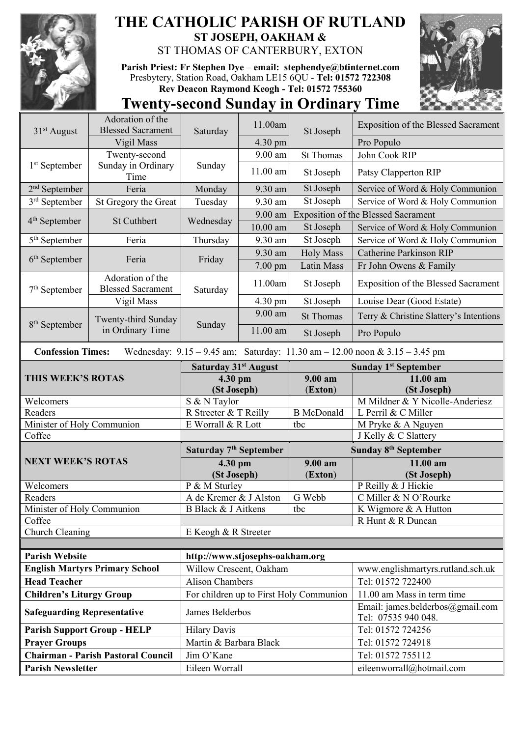# THE CATHOLIC PARISH OF RUTLAND

## ST JOSEPH, OAKHAM &

## ST THOMAS OF CANTERBURY, EXTON

**Parish Priest: Fr Stephen Dye** – **email: stephendye@btinternet.com**
Presbytery, Station Road, Oakham LE15 6QU - **Tel: 01572 722308**
**Rev Deacon Raymond Keogh - Tel: 01572 755360**

# Twenty-second Sunday in Ordinary Time

| Date | Occasion | Day | Time | Place | Intention |
|---|---|---|---|---|---|
| 31st August | Adoration of the Blessed Sacrament | Saturday | 11.00am | St Joseph | Exposition of the Blessed Sacrament |
| | Vigil Mass | | 4.30 pm | | Pro Populo |
| 1st September | Twenty-second Sunday in Ordinary Time | Sunday | 9.00 am | St Thomas | John Cook RIP |
| | | | 11.00 am | St Joseph | Patsy Clapperton RIP |
| 2nd September | Feria | Monday | 9.30 am | St Joseph | Service of Word & Holy Communion |
| 3rd September | St Gregory the Great | Tuesday | 9.30 am | St Joseph | Service of Word & Holy Communion |
| 4th September | St Cuthbert | Wednesday | 9.00 am | Exposition of the Blessed Sacrament | |
| | | | 10.00 am | St Joseph | Service of Word & Holy Communion |
| 5th September | Feria | Thursday | 9.30 am | St Joseph | Service of Word & Holy Communion |
| 6th September | Feria | Friday | 9.30 am | Holy Mass | Catherine Parkinson RIP |
| | | | 7.00 pm | Latin Mass | Fr John Owens & Family |
| 7th September | Adoration of the Blessed Sacrament | Saturday | 11.00am | St Joseph | Exposition of the Blessed Sacrament |
| | Vigil Mass | | 4.30 pm | St Joseph | Louise Dear (Good Estate) |
| 8th September | Twenty-third Sunday in Ordinary Time | Sunday | 9.00 am | St Thomas | Terry & Christine Slattery's Intentions |
| | | | 11.00 am | St Joseph | Pro Populo |

**Confession Times:** Wednesday: 9.15 – 9.45 am; Saturday: 11.30 am – 12.00 noon & 3.15 – 3.45 pm

| THIS WEEK'S ROTAS | Saturday 31st August 4.30 pm (St Joseph) | Sunday 1st September 9.00 am (Exton) | Sunday 1st September 11.00 am (St Joseph) |
|---|---|---|---|
| Welcomers | S & N Taylor | | M Mildner & Y Nicolle-Anderiesz |
| Readers | R Streeter & T Reilly | B McDonald | L Perril & C Miller |
| Minister of Holy Communion | E Worrall & R Lott | tbc | M Pryke & A Nguyen |
| Coffee | | | J Kelly & C Slattery |

| NEXT WEEK'S ROTAS | Saturday 7th September 4.30 pm (St Joseph) | Sunday 8th September 9.00 am (Exton) | Sunday 8th September 11.00 am (St Joseph) |
|---|---|---|---|
| Welcomers | P & M Sturley | | P Reilly & J Hickie |
| Readers | A de Kremer & J Alston | G Webb | C Miller & N O'Rourke |
| Minister of Holy Communion | B Black & J Aitkens | tbc | K Wigmore & A Hutton |
| Coffee | | | R Hunt & R Duncan |
| Church Cleaning | E Keogh & R Streeter | | |

| | | |
|---|---|---|
| **Parish Website** | **http://www.stjosephs-oakham.org** | |
| **English Martyrs Primary School** | Willow Crescent, Oakham | www.englishmartyrs.rutland.sch.uk |
| **Head Teacher** | Alison Chambers | Tel: 01572 722400 |
| **Children's Liturgy Group** | For children up to First Holy Communion | 11.00 am Mass in term time |
| **Safeguarding Representative** | James Belderbos | Email: james.belderbos@gmail.com Tel: 07535 940 048. |
| **Parish Support Group - HELP** | Hilary Davis | Tel: 01572 724256 |
| **Prayer Groups** | Martin & Barbara Black | Tel: 01572 724918 |
| **Chairman - Parish Pastoral Council** | Jim O'Kane | Tel: 01572 755112 |
| **Parish Newsletter** | Eileen Worrall | eileenworrall@hotmail.com |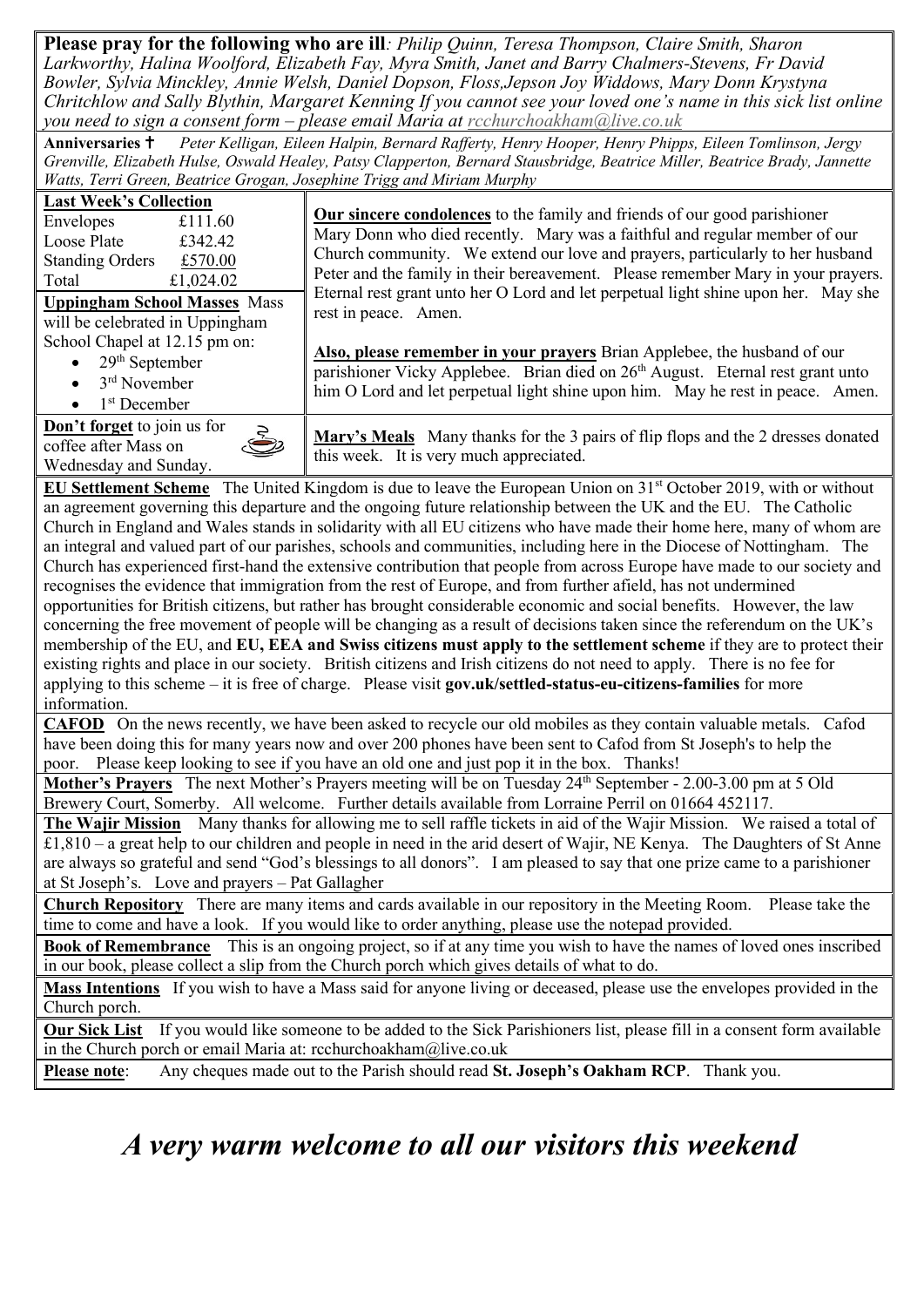**Please pray for the following who are ill***: Philip Quinn, Teresa Thompson, Claire Smith, Sharon Larkworthy, Halina Woolford, Elizabeth Fay, Myra Smith, Janet and Barry Chalmers-Stevens, Fr David Bowler, Sylvia Minckley, Annie Welsh, Daniel Dopson, Floss,Jepson Joy Widdows, Mary Donn Krystyna Chritchlow and Sally Blythin, Margaret Kenning If you cannot see your loved one's name in this sick list online you need to sign a consent form – please email Maria at rcchurchoakham@live.co.uk*

**Anniversaries ✝** *Peter Kelligan, Eileen Halpin, Bernard Rafferty, Henry Hooper, Henry Phipps, Eileen Tomlinson, Jergy Grenville, Elizabeth Hulse, Oswald Healey, Patsy Clapperton, Bernard Stausbridge, Beatrice Miller, Beatrice Brady, Jannette Watts, Terri Green, Beatrice Grogan, Josephine Trigg and Miriam Murphy*

**Last Week's Collection**

| | |
|---|---|
| Envelopes | £111.60 |
| Loose Plate | £342.42 |
| Standing Orders | £570.00 |
| Total | £1,024.02 |

**Uppingham School Masses** Mass will be celebrated in Uppingham School Chapel at 12.15 pm on:

- 29th September
- 3rd November
- 1st December

**Don't forget** to join us for coffee after Mass on Wednesday and Sunday.

**Our sincere condolences** to the family and friends of our good parishioner Mary Donn who died recently. Mary was a faithful and regular member of our Church community. We extend our love and prayers, particularly to her husband Peter and the family in their bereavement. Please remember Mary in your prayers. Eternal rest grant unto her O Lord and let perpetual light shine upon her. May she rest in peace. Amen.

**Also, please remember in your prayers** Brian Applebee, the husband of our parishioner Vicky Applebee. Brian died on 26th August. Eternal rest grant unto him O Lord and let perpetual light shine upon him. May he rest in peace. Amen.

**Mary's Meals** Many thanks for the 3 pairs of flip flops and the 2 dresses donated this week. It is very much appreciated.

**EU Settlement Scheme** The United Kingdom is due to leave the European Union on 31st October 2019, with or without an agreement governing this departure and the ongoing future relationship between the UK and the EU. The Catholic Church in England and Wales stands in solidarity with all EU citizens who have made their home here, many of whom are an integral and valued part of our parishes, schools and communities, including here in the Diocese of Nottingham. The Church has experienced first-hand the extensive contribution that people from across Europe have made to our society and recognises the evidence that immigration from the rest of Europe, and from further afield, has not undermined opportunities for British citizens, but rather has brought considerable economic and social benefits. However, the law concerning the free movement of people will be changing as a result of decisions taken since the referendum on the UK's membership of the EU, and **EU, EEA and Swiss citizens must apply to the settlement scheme** if they are to protect their existing rights and place in our society. British citizens and Irish citizens do not need to apply. There is no fee for applying to this scheme – it is free of charge. Please visit **gov.uk/settled-status-eu-citizens-families** for more information.

**CAFOD** On the news recently, we have been asked to recycle our old mobiles as they contain valuable metals. Cafod have been doing this for many years now and over 200 phones have been sent to Cafod from St Joseph's to help the poor. Please keep looking to see if you have an old one and just pop it in the box. Thanks!

**Mother's Prayers** The next Mother's Prayers meeting will be on Tuesday 24th September - 2.00-3.00 pm at 5 Old Brewery Court, Somerby. All welcome. Further details available from Lorraine Perril on 01664 452117.

**The Wajir Mission** Many thanks for allowing me to sell raffle tickets in aid of the Wajir Mission. We raised a total of £1,810 – a great help to our children and people in need in the arid desert of Wajir, NE Kenya. The Daughters of St Anne are always so grateful and send "God's blessings to all donors". I am pleased to say that one prize came to a parishioner at St Joseph's. Love and prayers – Pat Gallagher

**Church Repository** There are many items and cards available in our repository in the Meeting Room. Please take the time to come and have a look. If you would like to order anything, please use the notepad provided.

**Book of Remembrance** This is an ongoing project, so if at any time you wish to have the names of loved ones inscribed in our book, please collect a slip from the Church porch which gives details of what to do.

**Mass Intentions** If you wish to have a Mass said for anyone living or deceased, please use the envelopes provided in the Church porch.

**Our Sick List** If you would like someone to be added to the Sick Parishioners list, please fill in a consent form available in the Church porch or email Maria at: rcchurchoakham@live.co.uk

**Please note**: Any cheques made out to the Parish should read **St. Joseph's Oakham RCP**. Thank you.

# *A very warm welcome to all our visitors this weekend*